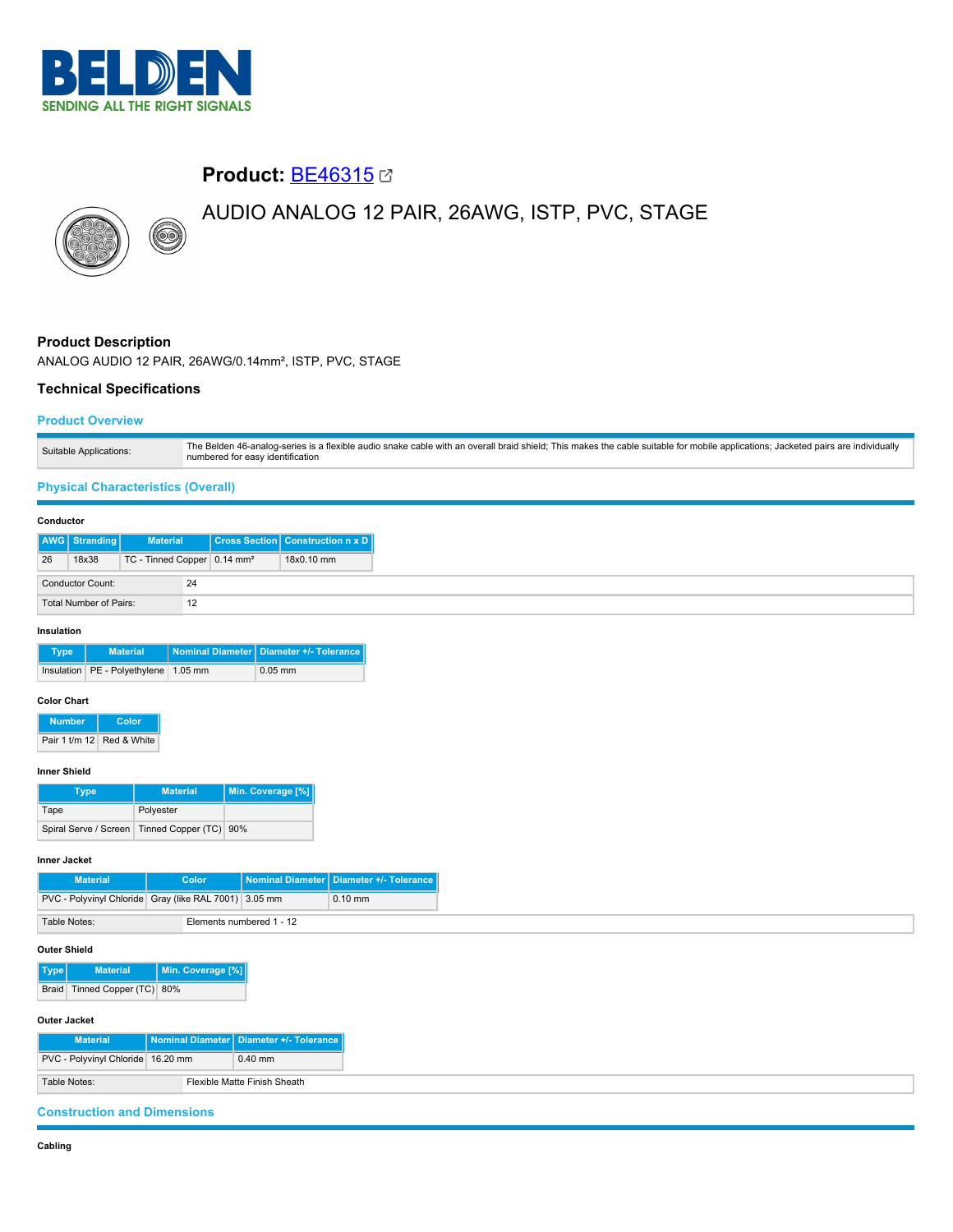# BELDEN

SENDING ALL THE RIGHT SIGNALS

## Product: BE46315

AUDIO ANALOG 12 PAIR, 26AWG, ISTP, PVC, STAGE

### Product Description

ANALOG AUDIO 12 PAIR, 26AWG/0.14mm², ISTP, PVC, STAGE

### Technical Specifications

#### Product Overview

| | |
|---|---|
| Suitable Applications: | The Belden 46-analog-series is a flexible audio snake cable with an overall braid shield; This makes the cable suitable for mobile applications; Jacketed pairs are individually numbered for easy identification |

#### Physical Characteristics (Overall)

**Conductor**

| AWG | Stranding | Material | Cross Section | Construction n x D |
|---|---|---|---|---|
| 26 | 18x38 | TC - Tinned Copper | 0.14 mm² | 18x0.10 mm |

| | |
|---|---|
| Conductor Count: | 24 |
| Total Number of Pairs: | 12 |

**Insulation**

| Type | Material | Nominal Diameter | Diameter +/- Tolerance |
|---|---|---|---|
| Insulation | PE - Polyethylene | 1.05 mm | 0.05 mm |

**Color Chart**

| Number | Color |
|---|---|
| Pair 1 t/m 12 | Red & White |

**Inner Shield**

| Type | Material | Min. Coverage [%] |
|---|---|---|
| Tape | Polyester | |
| Spiral Serve / Screen | Tinned Copper (TC) | 90% |

**Inner Jacket**

| Material | Color | Nominal Diameter | Diameter +/- Tolerance |
|---|---|---|---|
| PVC - Polyvinyl Chloride | Gray (like RAL 7001) | 3.05 mm | 0.10 mm |

| | |
|---|---|
| Table Notes: | Elements numbered 1 - 12 |

**Outer Shield**

| Type | Material | Min. Coverage [%] |
|---|---|---|
| Braid | Tinned Copper (TC) | 80% |

**Outer Jacket**

| Material | Nominal Diameter | Diameter +/- Tolerance |
|---|---|---|
| PVC - Polyvinyl Chloride | 16.20 mm | 0.40 mm |

| | |
|---|---|
| Table Notes: | Flexible Matte Finish Sheath |

#### Construction and Dimensions

**Cabling**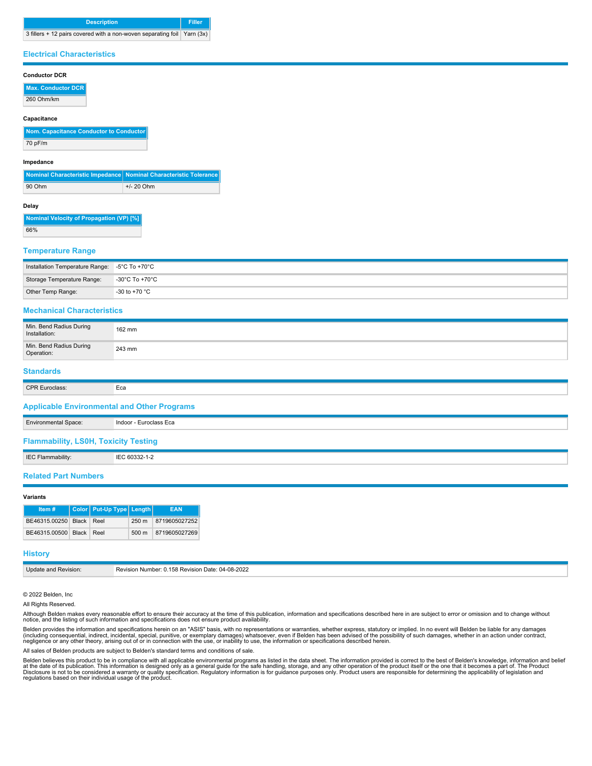| Description | Filler |
| --- | --- |
| 3 fillers + 12 pairs covered with a non-woven separating foil | Yarn (3x) |

## Electrical Characteristics

### Conductor DCR

| Max. Conductor DCR |
| --- |
| 260 Ohm/km |

### Capacitance

| Nom. Capacitance Conductor to Conductor |
| --- |
| 70 pF/m |

### Impedance

| Nominal Characteristic Impedance | Nominal Characteristic Tolerance |
| --- | --- |
| 90 Ohm | +/- 20 Ohm |

### Delay

| Nominal Velocity of Propagation (VP) [%] |
| --- |
| 66% |

## Temperature Range

| | |
| --- | --- |
| Installation Temperature Range: | -5°C To +70°C |
| Storage Temperature Range: | -30°C To +70°C |
| Other Temp Range: | -30 to +70 °C |

## Mechanical Characteristics

| | |
| --- | --- |
| Min. Bend Radius During Installation: | 162 mm |
| Min. Bend Radius During Operation: | 243 mm |

## Standards

| | |
| --- | --- |
| CPR Euroclass: | Eca |

## Applicable Environmental and Other Programs

| | |
| --- | --- |
| Environmental Space: | Indoor - Euroclass Eca |

## Flammability, LS0H, Toxicity Testing

| | |
| --- | --- |
| IEC Flammability: | IEC 60332-1-2 |

## Related Part Numbers

### Variants

| Item # | Color | Put-Up Type | Length | EAN |
| --- | --- | --- | --- | --- |
| BE46315.00250 | Black | Reel | 250 m | 8719605027252 |
| BE46315.00500 | Black | Reel | 500 m | 8719605027269 |

## History

| | |
| --- | --- |
| Update and Revision: | Revision Number: 0.158 Revision Date: 04-08-2022 |

© 2022 Belden, Inc

All Rights Reserved.

Although Belden makes every reasonable effort to ensure their accuracy at the time of this publication, information and specifications described here in are subject to error or omission and to change without notice, and the listing of such information and specifications does not ensure product availability.

Belden provides the information and specifications herein on an "ASIS" basis, with no representations or warranties, whether express, statutory or implied. In no event will Belden be liable for any damages (including consequential, indirect, incidental, special, punitive, or exemplary damages) whatsoever, even if Belden has been advised of the possibility of such damages, whether in an action under contract, negligence or any other theory, arising out of or in connection with the use, or inability to use, the information or specifications described herein.

All sales of Belden products are subject to Belden's standard terms and conditions of sale.

Belden believes this product to be in compliance with all applicable environmental programs as listed in the data sheet. The information provided is correct to the best of Belden's knowledge, information and belief at the date of its publication. This information is designed only as a general guide for the safe handling, storage, and any other operation of the product itself or the one that it becomes a part of. The Product Disclosure is not to be considered a warranty or quality specification. Regulatory information is for guidance purposes only. Product users are responsible for determining the applicability of legislation and regulations based on their individual usage of the product.